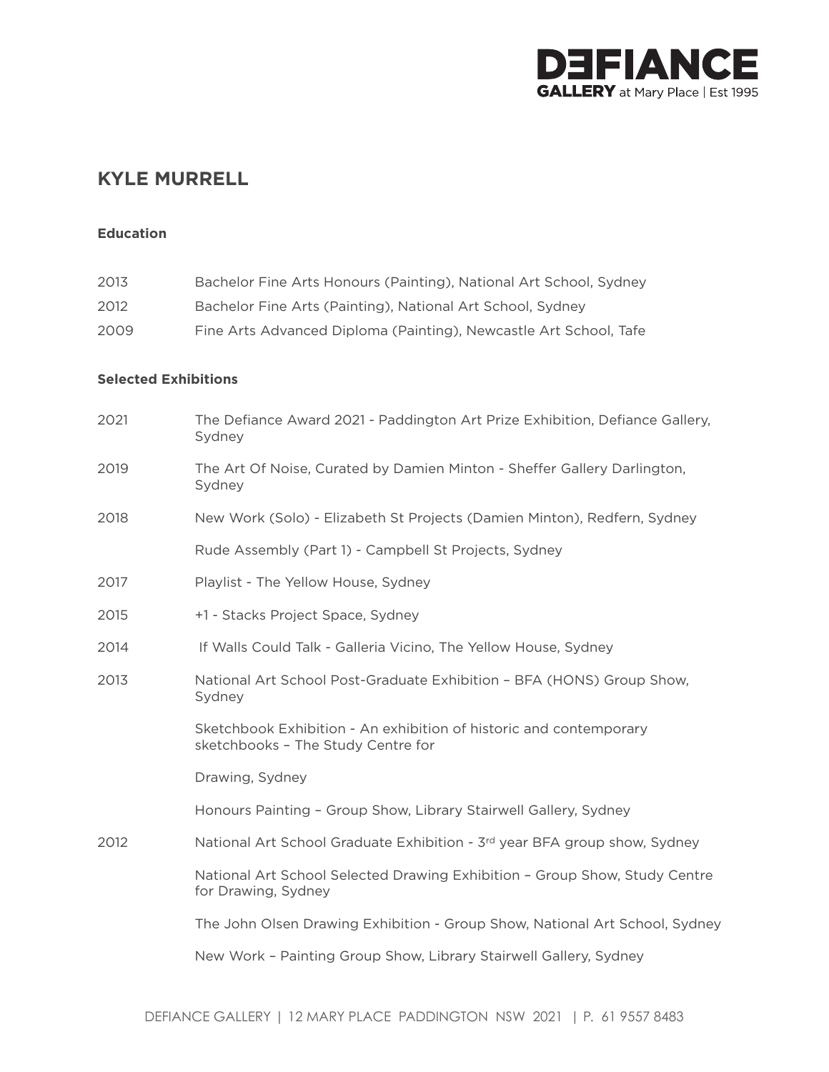# KYLE MURRELL

## Education

2013 Bachelor Fine Arts Honours (Painting), National Art School, Sydney

2012 Bachelor Fine Arts (Painting), National Art School, Sydney

2009 Fine Arts Advanced Diploma (Painting), Newcastle Art School, Tafe

## Selected Exhibitions

2021 The Defiance Award 2021 - Paddington Art Prize Exhibition, Defiance Gallery, Sydney

2019 The Art Of Noise, Curated by Damien Minton - Sheffer Gallery Darlington, Sydney

2018 New Work (Solo) - Elizabeth St Projects (Damien Minton), Redfern, Sydney

Rude Assembly (Part 1) - Campbell St Projects, Sydney

2017 Playlist - The Yellow House, Sydney

2015 +1 - Stacks Project Space, Sydney

2014 If Walls Could Talk - Galleria Vicino, The Yellow House, Sydney

2013 National Art School Post-Graduate Exhibition – BFA (HONS) Group Show, Sydney

Sketchbook Exhibition - An exhibition of historic and contemporary sketchbooks – The Study Centre for

Drawing, Sydney

Honours Painting – Group Show, Library Stairwell Gallery, Sydney

2012 National Art School Graduate Exhibition - 3rd year BFA group show, Sydney

National Art School Selected Drawing Exhibition – Group Show, Study Centre for Drawing, Sydney

The John Olsen Drawing Exhibition - Group Show, National Art School, Sydney

New Work – Painting Group Show, Library Stairwell Gallery, Sydney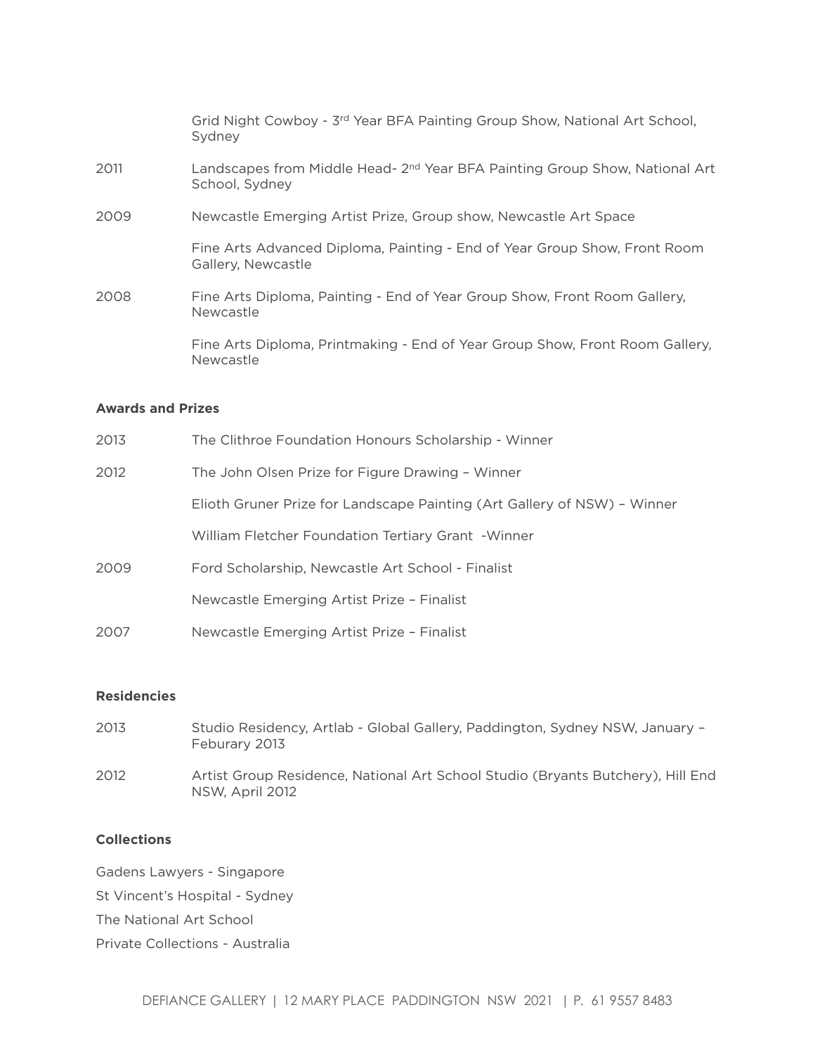| | |
|---|---|
| | Grid Night Cowboy - 3rd Year BFA Painting Group Show, National Art School, Sydney |
| 2011 | Landscapes from Middle Head- 2nd Year BFA Painting Group Show, National Art School, Sydney |
| 2009 | Newcastle Emerging Artist Prize, Group show, Newcastle Art Space |
| | Fine Arts Advanced Diploma, Painting - End of Year Group Show, Front Room Gallery, Newcastle |
| 2008 | Fine Arts Diploma, Painting - End of Year Group Show, Front Room Gallery, Newcastle |
| | Fine Arts Diploma, Printmaking - End of Year Group Show, Front Room Gallery, Newcastle |

**Awards and Prizes**

| | |
|---|---|
| 2013 | The Clithroe Foundation Honours Scholarship - Winner |
| 2012 | The John Olsen Prize for Figure Drawing – Winner |
| | Elioth Gruner Prize for Landscape Painting (Art Gallery of NSW) – Winner |
| | William Fletcher Foundation Tertiary Grant -Winner |
| 2009 | Ford Scholarship, Newcastle Art School - Finalist |
| | Newcastle Emerging Artist Prize – Finalist |
| 2007 | Newcastle Emerging Artist Prize – Finalist |

**Residencies**

| | |
|---|---|
| 2013 | Studio Residency, Artlab - Global Gallery, Paddington, Sydney NSW, January – Feburary 2013 |
| 2012 | Artist Group Residence, National Art School Studio (Bryants Butchery), Hill End NSW, April 2012 |

**Collections**

Gadens Lawyers - Singapore

St Vincent's Hospital - Sydney

The National Art School

Private Collections - Australia